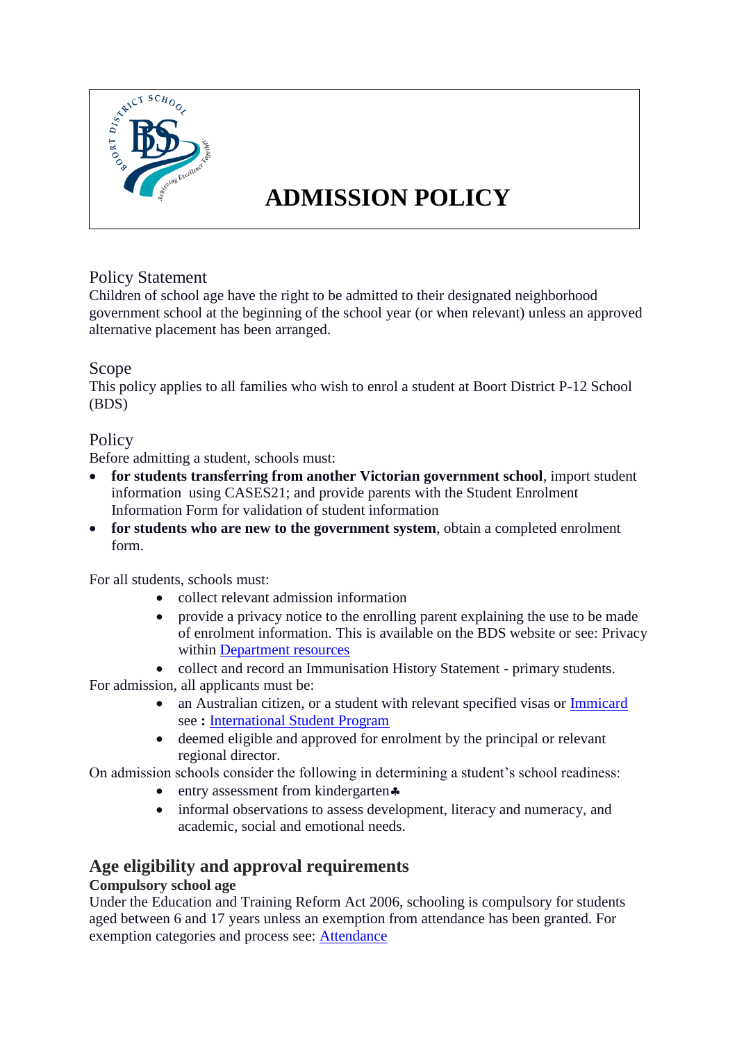# ADMISSION POLICY

## Policy Statement

Children of school age have the right to be admitted to their designated neighborhood government school at the beginning of the school year (or when relevant) unless an approved alternative placement has been arranged.

## Scope

This policy applies to all families who wish to enrol a student at Boort District P-12 School (BDS)

## Policy

Before admitting a student, schools must:

- **for students transferring from another Victorian government school**, import student information using CASES21; and provide parents with the Student Enrolment Information Form for validation of student information
- **for students who are new to the government system**, obtain a completed enrolment form.

For all students, schools must:

- collect relevant admission information
- provide a privacy notice to the enrolling parent explaining the use to be made of enrolment information. This is available on the BDS website or see: Privacy within [Department resources]
- collect and record an Immunisation History Statement - primary students.

For admission, all applicants must be:

- an Australian citizen, or a student with relevant specified visas or [Immicard] see **:** [International Student Program]
- deemed eligible and approved for enrolment by the principal or relevant regional director.

On admission schools consider the following in determining a student's school readiness:

- entry assessment from kindergarten♣
- informal observations to assess development, literacy and numeracy, and academic, social and emotional needs.

## Age eligibility and approval requirements

**Compulsory school age**

Under the Education and Training Reform Act 2006, schooling is compulsory for students aged between 6 and 17 years unless an exemption from attendance has been granted. For exemption categories and process see: [Attendance]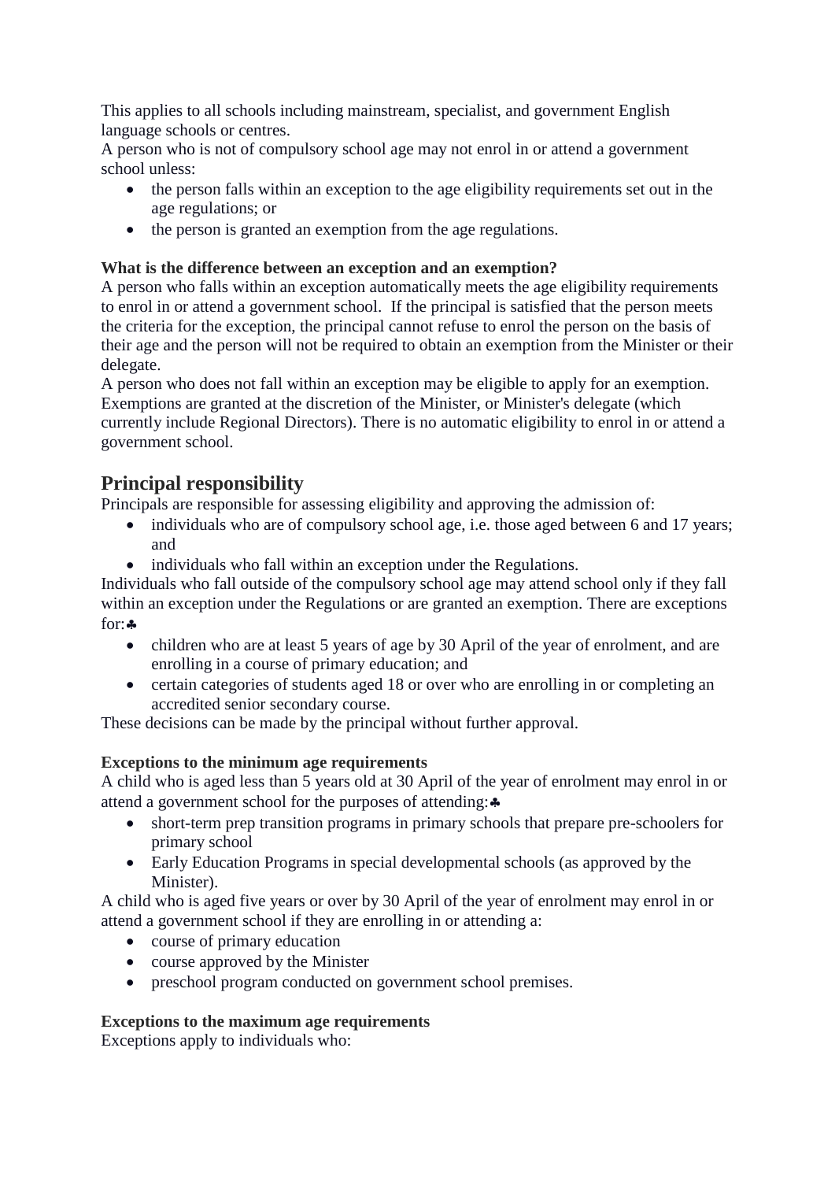This applies to all schools including mainstream, specialist, and government English language schools or centres.

A person who is not of compulsory school age may not enrol in or attend a government school unless:

- the person falls within an exception to the age eligibility requirements set out in the age regulations; or
- the person is granted an exemption from the age regulations.

**What is the difference between an exception and an exemption?**

A person who falls within an exception automatically meets the age eligibility requirements to enrol in or attend a government school. If the principal is satisfied that the person meets the criteria for the exception, the principal cannot refuse to enrol the person on the basis of their age and the person will not be required to obtain an exemption from the Minister or their delegate.

A person who does not fall within an exception may be eligible to apply for an exemption. Exemptions are granted at the discretion of the Minister, or Minister's delegate (which currently include Regional Directors). There is no automatic eligibility to enrol in or attend a government school.

## Principal responsibility

Principals are responsible for assessing eligibility and approving the admission of:

- individuals who are of compulsory school age, i.e. those aged between 6 and 17 years; and
- individuals who fall within an exception under the Regulations.

Individuals who fall outside of the compulsory school age may attend school only if they fall within an exception under the Regulations or are granted an exemption. There are exceptions for:♣

- children who are at least 5 years of age by 30 April of the year of enrolment, and are enrolling in a course of primary education; and
- certain categories of students aged 18 or over who are enrolling in or completing an accredited senior secondary course.

These decisions can be made by the principal without further approval.

**Exceptions to the minimum age requirements**

A child who is aged less than 5 years old at 30 April of the year of enrolment may enrol in or attend a government school for the purposes of attending:♣

- short-term prep transition programs in primary schools that prepare pre-schoolers for primary school
- Early Education Programs in special developmental schools (as approved by the Minister).

A child who is aged five years or over by 30 April of the year of enrolment may enrol in or attend a government school if they are enrolling in or attending a:

- course of primary education
- course approved by the Minister
- preschool program conducted on government school premises.

**Exceptions to the maximum age requirements**

Exceptions apply to individuals who: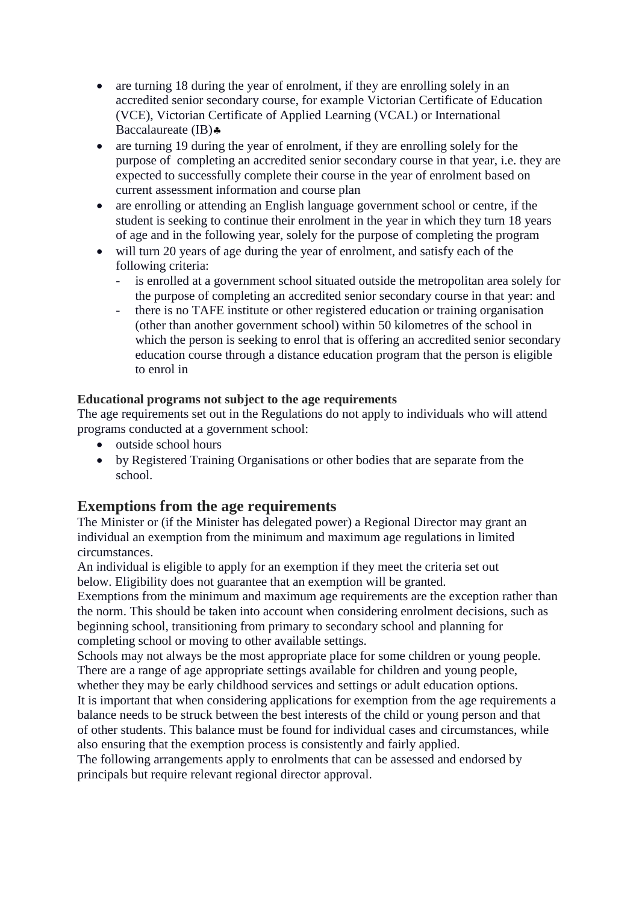- are turning 18 during the year of enrolment, if they are enrolling solely in an accredited senior secondary course, for example Victorian Certificate of Education (VCE), Victorian Certificate of Applied Learning (VCAL) or International Baccalaureate (IB)♣
- are turning 19 during the year of enrolment, if they are enrolling solely for the purpose of completing an accredited senior secondary course in that year, i.e. they are expected to successfully complete their course in the year of enrolment based on current assessment information and course plan
- are enrolling or attending an English language government school or centre, if the student is seeking to continue their enrolment in the year in which they turn 18 years of age and in the following year, solely for the purpose of completing the program
- will turn 20 years of age during the year of enrolment, and satisfy each of the following criteria:
  - is enrolled at a government school situated outside the metropolitan area solely for the purpose of completing an accredited senior secondary course in that year: and
  - there is no TAFE institute or other registered education or training organisation (other than another government school) within 50 kilometres of the school in which the person is seeking to enrol that is offering an accredited senior secondary education course through a distance education program that the person is eligible to enrol in

**Educational programs not subject to the age requirements**

The age requirements set out in the Regulations do not apply to individuals who will attend programs conducted at a government school:

- outside school hours
- by Registered Training Organisations or other bodies that are separate from the school.

## Exemptions from the age requirements

The Minister or (if the Minister has delegated power) a Regional Director may grant an individual an exemption from the minimum and maximum age regulations in limited circumstances.

An individual is eligible to apply for an exemption if they meet the criteria set out below. Eligibility does not guarantee that an exemption will be granted.

Exemptions from the minimum and maximum age requirements are the exception rather than the norm. This should be taken into account when considering enrolment decisions, such as beginning school, transitioning from primary to secondary school and planning for completing school or moving to other available settings.

Schools may not always be the most appropriate place for some children or young people. There are a range of age appropriate settings available for children and young people, whether they may be early childhood services and settings or adult education options.

It is important that when considering applications for exemption from the age requirements a balance needs to be struck between the best interests of the child or young person and that of other students. This balance must be found for individual cases and circumstances, while also ensuring that the exemption process is consistently and fairly applied.

The following arrangements apply to enrolments that can be assessed and endorsed by principals but require relevant regional director approval.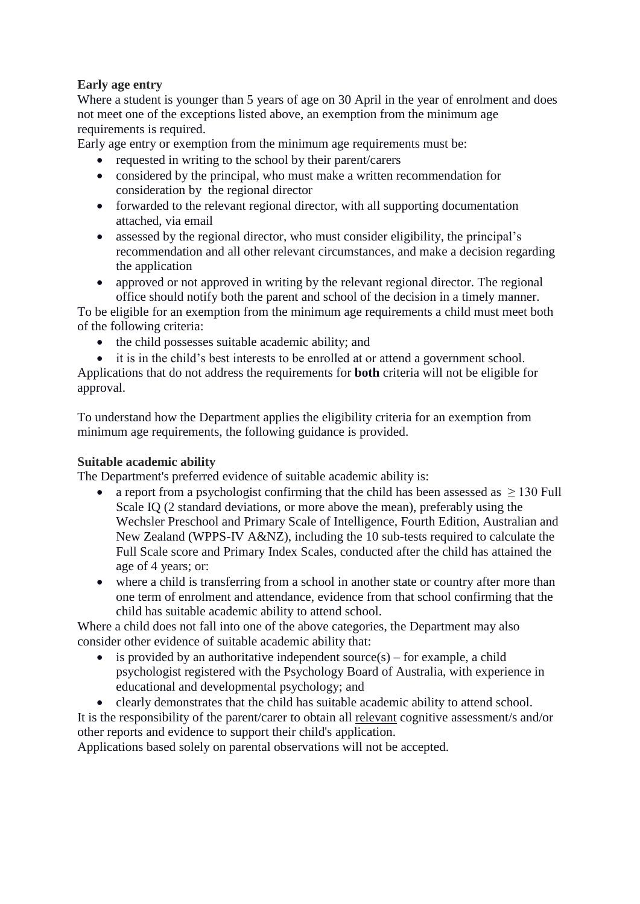**Early age entry**

Where a student is younger than 5 years of age on 30 April in the year of enrolment and does not meet one of the exceptions listed above, an exemption from the minimum age requirements is required.

Early age entry or exemption from the minimum age requirements must be:

- requested in writing to the school by their parent/carers
- considered by the principal, who must make a written recommendation for consideration by the regional director
- forwarded to the relevant regional director, with all supporting documentation attached, via email
- assessed by the regional director, who must consider eligibility, the principal's recommendation and all other relevant circumstances, and make a decision regarding the application
- approved or not approved in writing by the relevant regional director. The regional office should notify both the parent and school of the decision in a timely manner.

To be eligible for an exemption from the minimum age requirements a child must meet both of the following criteria:

- the child possesses suitable academic ability; and
- it is in the child's best interests to be enrolled at or attend a government school.

Applications that do not address the requirements for **both** criteria will not be eligible for approval.

To understand how the Department applies the eligibility criteria for an exemption from minimum age requirements, the following guidance is provided.

**Suitable academic ability**

The Department's preferred evidence of suitable academic ability is:

- a report from a psychologist confirming that the child has been assessed as $\geq 130$ Full Scale IQ (2 standard deviations, or more above the mean), preferably using the Wechsler Preschool and Primary Scale of Intelligence, Fourth Edition, Australian and New Zealand (WPPS-IV A&NZ), including the 10 sub-tests required to calculate the Full Scale score and Primary Index Scales, conducted after the child has attained the age of 4 years; or:
- where a child is transferring from a school in another state or country after more than one term of enrolment and attendance, evidence from that school confirming that the child has suitable academic ability to attend school.

Where a child does not fall into one of the above categories, the Department may also consider other evidence of suitable academic ability that:

- is provided by an authoritative independent source(s) – for example, a child psychologist registered with the Psychology Board of Australia, with experience in educational and developmental psychology; and
- clearly demonstrates that the child has suitable academic ability to attend school.

It is the responsibility of the parent/carer to obtain all relevant cognitive assessment/s and/or other reports and evidence to support their child's application.

Applications based solely on parental observations will not be accepted.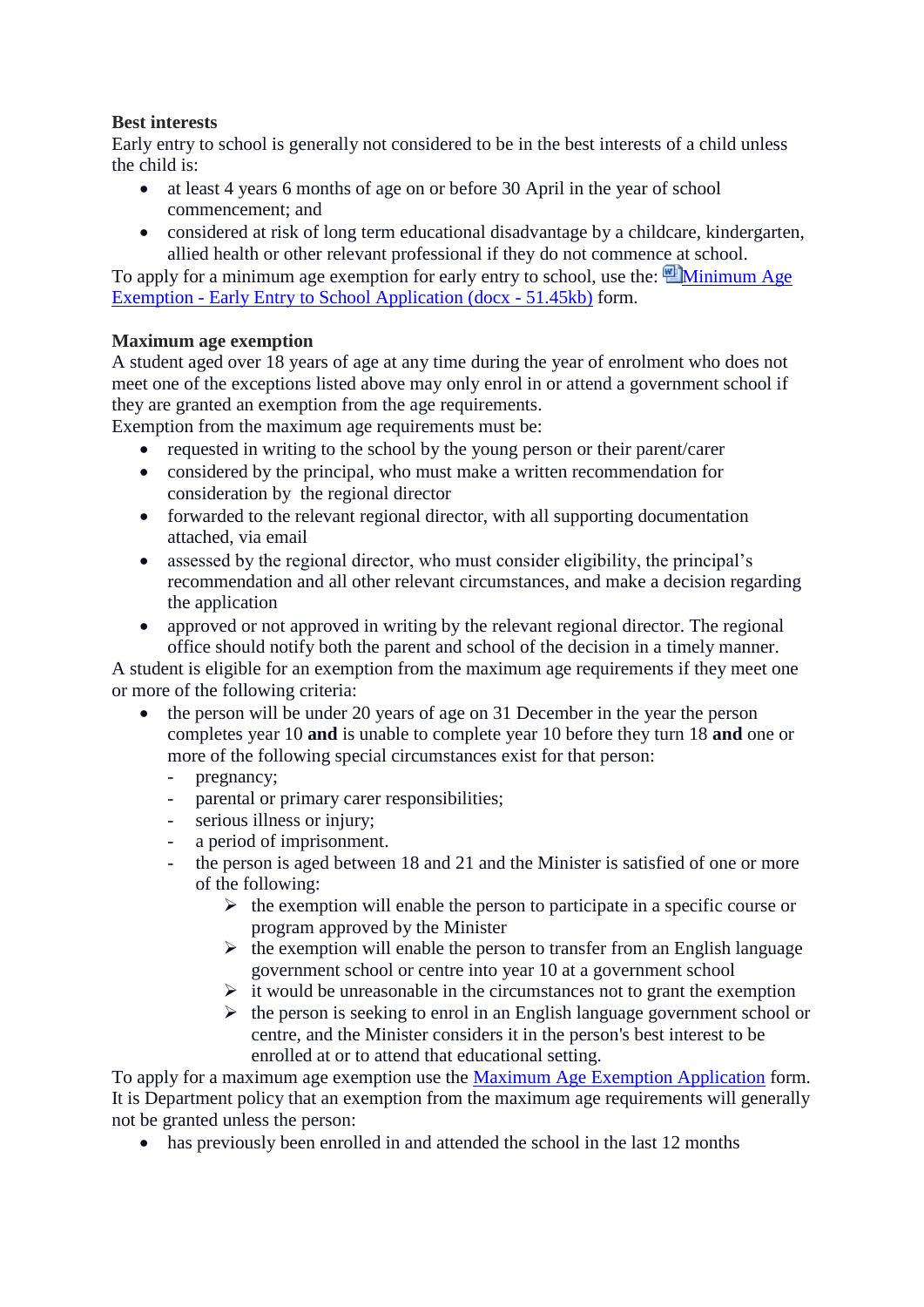**Best interests**

Early entry to school is generally not considered to be in the best interests of a child unless the child is:

- at least 4 years 6 months of age on or before 30 April in the year of school commencement; and
- considered at risk of long term educational disadvantage by a childcare, kindergarten, allied health or other relevant professional if they do not commence at school.

To apply for a minimum age exemption for early entry to school, use the: [Minimum Age Exemption - Early Entry to School Application (docx - 51.45kb)] form.

**Maximum age exemption**

A student aged over 18 years of age at any time during the year of enrolment who does not meet one of the exceptions listed above may only enrol in or attend a government school if they are granted an exemption from the age requirements.

Exemption from the maximum age requirements must be:

- requested in writing to the school by the young person or their parent/carer
- considered by the principal, who must make a written recommendation for consideration by the regional director
- forwarded to the relevant regional director, with all supporting documentation attached, via email
- assessed by the regional director, who must consider eligibility, the principal's recommendation and all other relevant circumstances, and make a decision regarding the application
- approved or not approved in writing by the relevant regional director. The regional office should notify both the parent and school of the decision in a timely manner.

A student is eligible for an exemption from the maximum age requirements if they meet one or more of the following criteria:

- the person will be under 20 years of age on 31 December in the year the person completes year 10 **and** is unable to complete year 10 before they turn 18 **and** one or more of the following special circumstances exist for that person:
  - pregnancy;
  - parental or primary carer responsibilities;
  - serious illness or injury;
  - a period of imprisonment.
  - the person is aged between 18 and 21 and the Minister is satisfied of one or more of the following:
    - the exemption will enable the person to participate in a specific course or program approved by the Minister
    - the exemption will enable the person to transfer from an English language government school or centre into year 10 at a government school
    - it would be unreasonable in the circumstances not to grant the exemption
    - the person is seeking to enrol in an English language government school or centre, and the Minister considers it in the person's best interest to be enrolled at or to attend that educational setting.

To apply for a maximum age exemption use the [Maximum Age Exemption Application] form.

It is Department policy that an exemption from the maximum age requirements will generally not be granted unless the person:

- has previously been enrolled in and attended the school in the last 12 months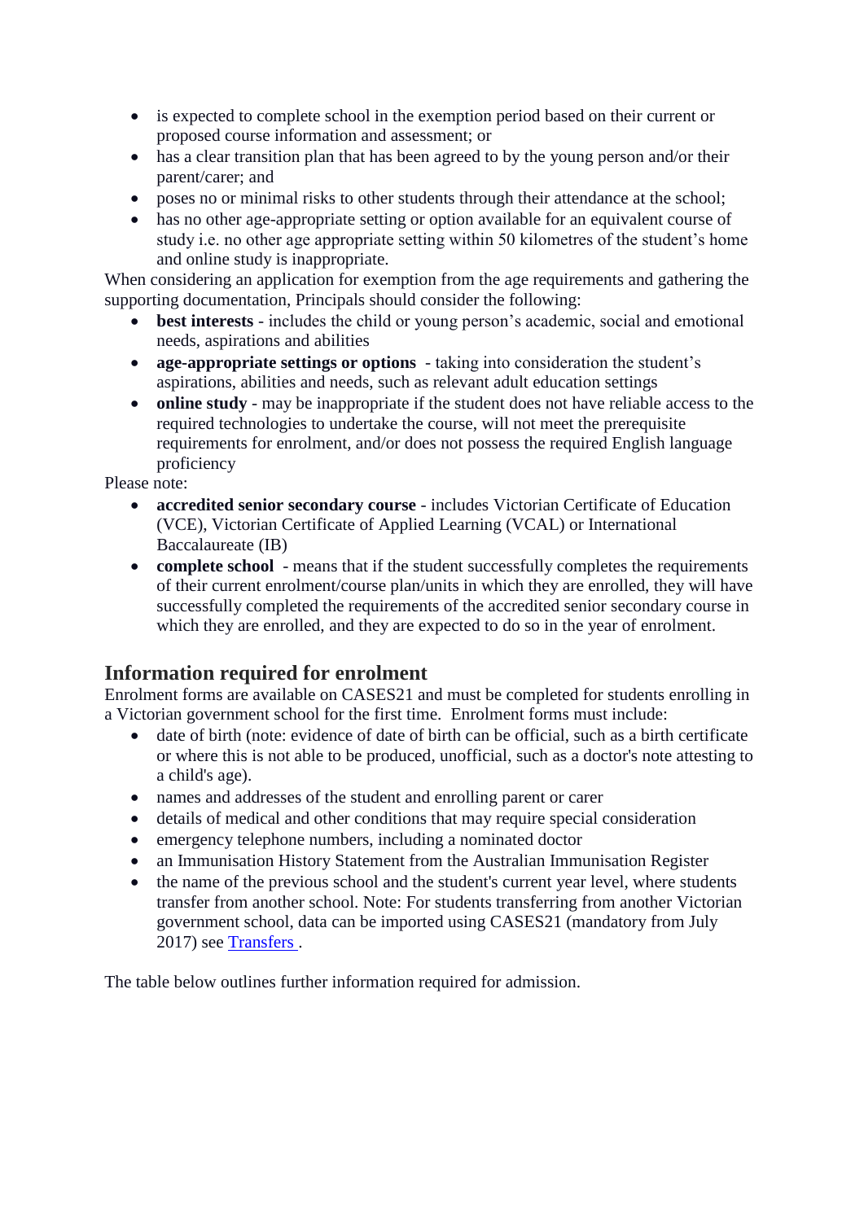- is expected to complete school in the exemption period based on their current or proposed course information and assessment; or
- has a clear transition plan that has been agreed to by the young person and/or their parent/carer; and
- poses no or minimal risks to other students through their attendance at the school;
- has no other age-appropriate setting or option available for an equivalent course of study i.e. no other age appropriate setting within 50 kilometres of the student's home and online study is inappropriate.

When considering an application for exemption from the age requirements and gathering the supporting documentation, Principals should consider the following:

- **best interests** - includes the child or young person's academic, social and emotional needs, aspirations and abilities
- **age-appropriate settings or options** - taking into consideration the student's aspirations, abilities and needs, such as relevant adult education settings
- **online study** - may be inappropriate if the student does not have reliable access to the required technologies to undertake the course, will not meet the prerequisite requirements for enrolment, and/or does not possess the required English language proficiency

Please note:

- **accredited senior secondary course** - includes Victorian Certificate of Education (VCE), Victorian Certificate of Applied Learning (VCAL) or International Baccalaureate (IB)
- **complete school** - means that if the student successfully completes the requirements of their current enrolment/course plan/units in which they are enrolled, they will have successfully completed the requirements of the accredited senior secondary course in which they are enrolled, and they are expected to do so in the year of enrolment.

## Information required for enrolment

Enrolment forms are available on CASES21 and must be completed for students enrolling in a Victorian government school for the first time. Enrolment forms must include:

- date of birth (note: evidence of date of birth can be official, such as a birth certificate or where this is not able to be produced, unofficial, such as a doctor's note attesting to a child's age).
- names and addresses of the student and enrolling parent or carer
- details of medical and other conditions that may require special consideration
- emergency telephone numbers, including a nominated doctor
- an Immunisation History Statement from the Australian Immunisation Register
- the name of the previous school and the student's current year level, where students transfer from another school. Note: For students transferring from another Victorian government school, data can be imported using CASES21 (mandatory from July 2017) see [Transfers](Transfers) .

The table below outlines further information required for admission.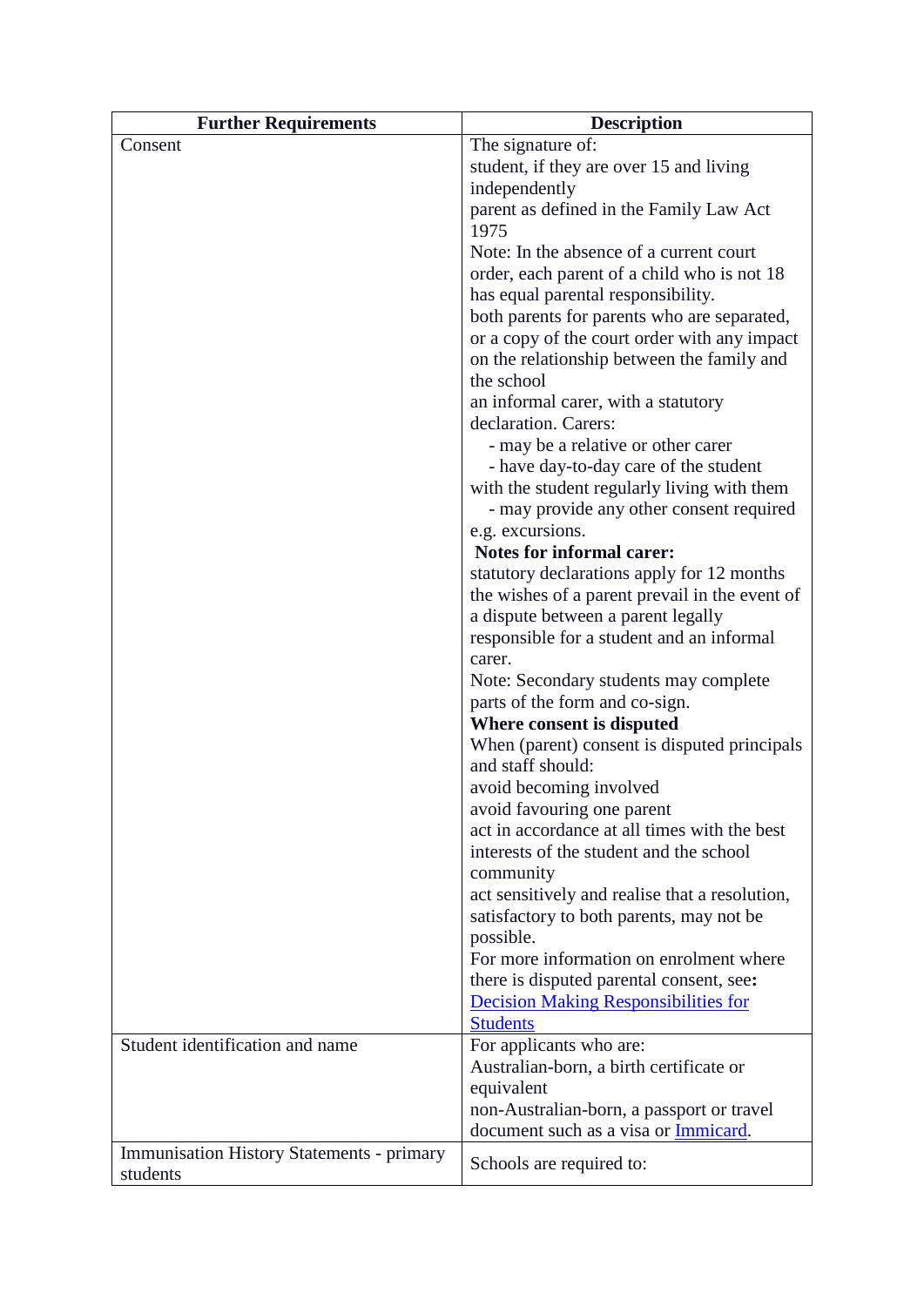| Further Requirements | Description |
|---|---|
| Consent | The signature of:<br>student, if they are over 15 and living independently<br>parent as defined in the Family Law Act 1975<br>Note: In the absence of a current court order, each parent of a child who is not 18 has equal parental responsibility.<br>both parents for parents who are separated, or a copy of the court order with any impact on the relationship between the family and the school<br>an informal carer, with a statutory declaration. Carers:<br>- may be a relative or other carer<br>- have day-to-day care of the student with the student regularly living with them<br>- may provide any other consent required e.g. excursions.<br>**Notes for informal carer:**<br>statutory declarations apply for 12 months<br>the wishes of a parent prevail in the event of a dispute between a parent legally responsible for a student and an informal carer.<br>Note: Secondary students may complete parts of the form and co-sign.<br>**Where consent is disputed**<br>When (parent) consent is disputed principals and staff should:<br>avoid becoming involved<br>avoid favouring one parent<br>act in accordance at all times with the best interests of the student and the school community<br>act sensitively and realise that a resolution, satisfactory to both parents, may not be possible.<br>For more information on enrolment where there is disputed parental consent, see**:** [Decision Making Responsibilities for Students]() |
| Student identification and name | For applicants who are:<br>Australian-born, a birth certificate or equivalent<br>non-Australian-born, a passport or travel document such as a visa or [Immicard](). |
| Immunisation History Statements - primary students | Schools are required to: |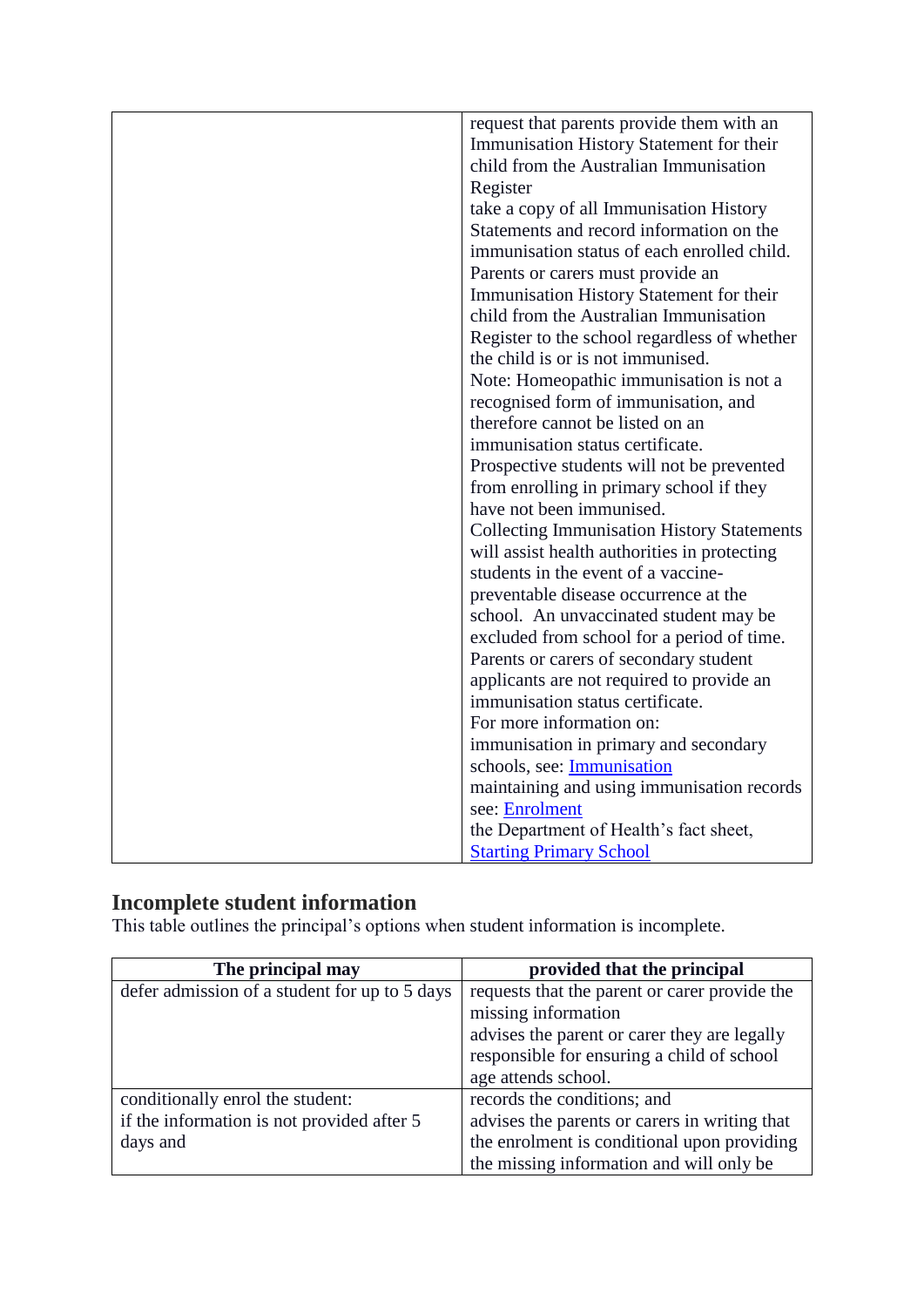| | |
|---|---|
| | request that parent provide them with an Immunisation History Statement for their child from the Australian Immunisation Register<br>take a copy of all Immunisation History Statements and record information on the immunisation status of each enrolled child.<br>Parents or carers must provide an Immunisation History Statement for their child from the Australian Immunisation Register to the school regardless of whether the child is or is not immunised.<br>Note: Homeopathic immunisation is not a recognised form of immunisation, and therefore cannot be listed on an immunisation status certificate.<br>Prospective students will not be prevented from enrolling in primary school if they have not been immunised.<br>Collecting Immunisation History Statements will assist health authorities in protecting students in the event of a vaccine-preventable disease occurrence at the school. An unvaccinated student may be excluded from school for a period of time.<br>Parents or carers of secondary student applicants are not required to provide an immunisation status certificate.<br>For more information on:<br>immunisation in primary and secondary schools, see: [Immunisation]()<br>maintaining and using immunisation records see: [Enrolment]()<br>the Department of Health's fact sheet, [Starting Primary School]() |

## Incomplete student information

This table outlines the principal's options when student information is incomplete.

| The principal may | provided that the principal |
|---|---|
| defer admission of a student for up to 5 days | requests that the parent or carer provide the missing information<br>advises the parent or carer they are legally responsible for ensuring a child of school age attends school. |
| conditionally enrol the student:<br>if the information is not provided after 5 days and | records the conditions; and<br>advises the parents or carers in writing that the enrolment is conditional upon providing the missing information and will only be |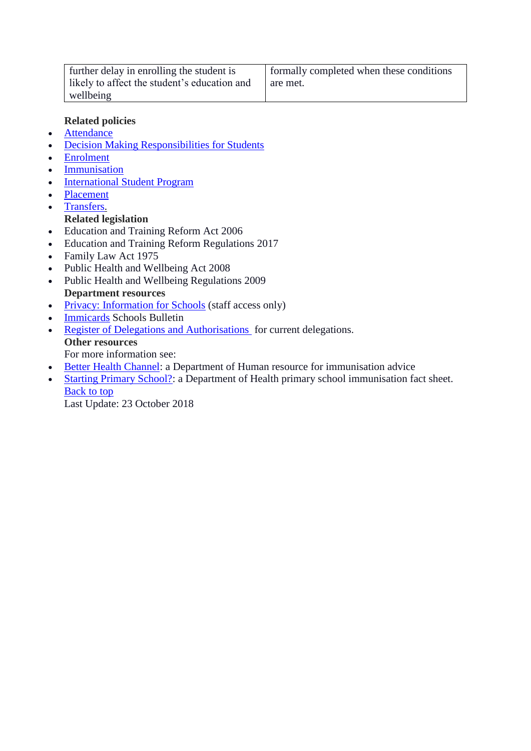| | |
|---|---|
| further delay in enrolling the student is likely to affect the student's education and wellbeing | formally completed when these conditions are met. |

**Related policies**

- Attendance
- Decision Making Responsibilities for Students
- Enrolment
- Immunisation
- International Student Program
- Placement
- Transfers.

**Related legislation**

- Education and Training Reform Act 2006
- Education and Training Reform Regulations 2017
- Family Law Act 1975
- Public Health and Wellbeing Act 2008
- Public Health and Wellbeing Regulations 2009

**Department resources**

- Privacy: Information for Schools (staff access only)
- Immicards Schools Bulletin
- Register of Delegations and Authorisations for current delegations.

**Other resources**

For more information see:

- Better Health Channel: a Department of Human resource for immunisation advice
- Starting Primary School?: a Department of Health primary school immunisation fact sheet.

Back to top

Last Update: 23 October 2018